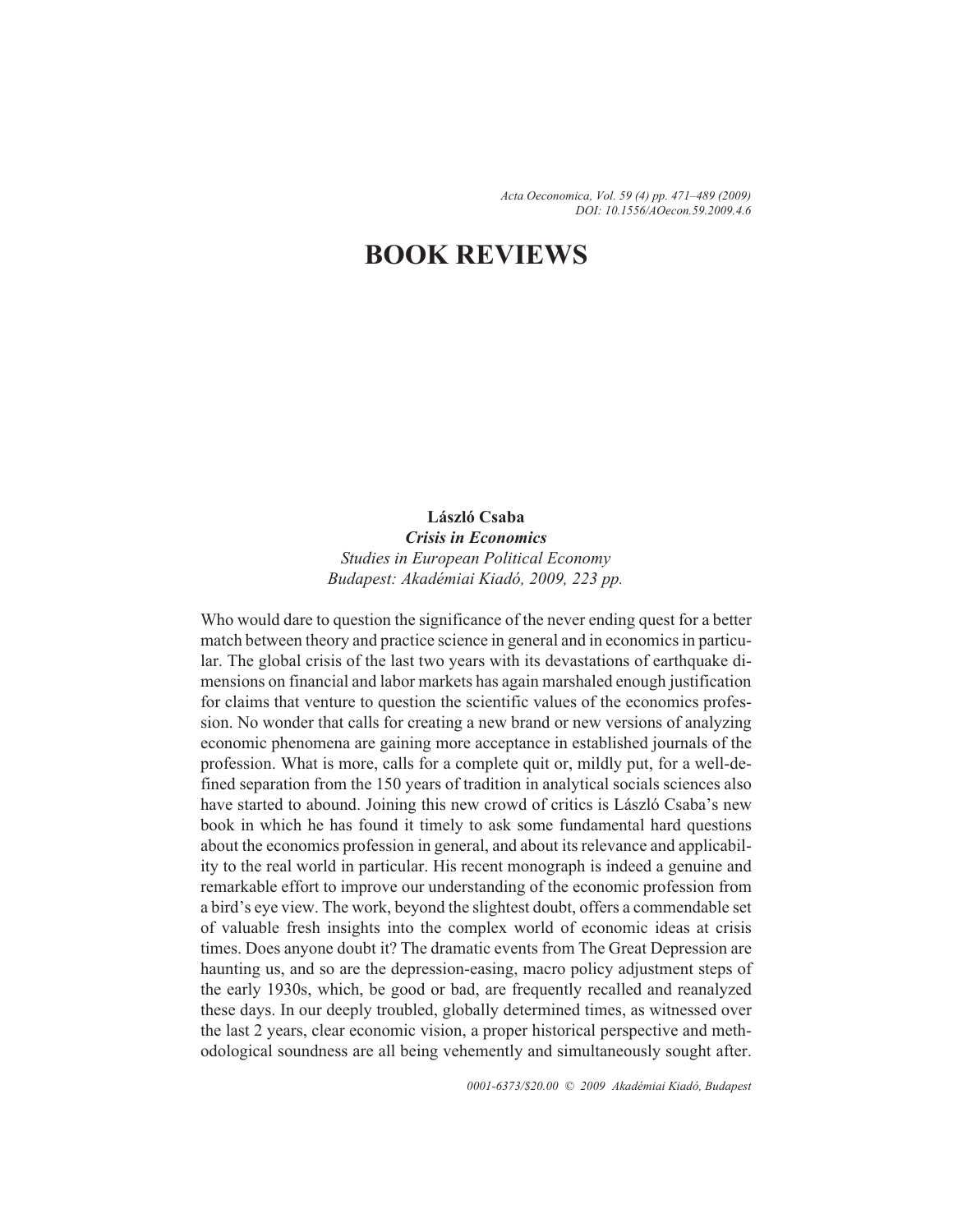# BOOK REVIEWS

**László Csaba**
***Crisis in Economics***
*Studies in European Political Economy*
*Budapest: Akadémiai Kiadó, 2009, 223 pp.*

Who would dare to question the significance of the never ending quest for a better match between theory and practice science in general and in economics in particular. The global crisis of the last two years with its devastations of earthquake dimensions on financial and labor markets has again marshaled enough justification for claims that venture to question the scientific values of the economics profession. No wonder that calls for creating a new brand or new versions of analyzing economic phenomena are gaining more acceptance in established journals of the profession. What is more, calls for a complete quit or, mildly put, for a well-defined separation from the 150 years of tradition in analytical socials sciences also have started to abound. Joining this new crowd of critics is László Csaba's new book in which he has found it timely to ask some fundamental hard questions about the economics profession in general, and about its relevance and applicability to the real world in particular. His recent monograph is indeed a genuine and remarkable effort to improve our understanding of the economic profession from a bird's eye view. The work, beyond the slightest doubt, offers a commendable set of valuable fresh insights into the complex world of economic ideas at crisis times. Does anyone doubt it? The dramatic events from The Great Depression are haunting us, and so are the depression-easing, macro policy adjustment steps of the early 1930s, which, be good or bad, are frequently recalled and reanalyzed these days. In our deeply troubled, globally determined times, as witnessed over the last 2 years, clear economic vision, a proper historical perspective and methodological soundness are all being vehemently and simultaneously sought after.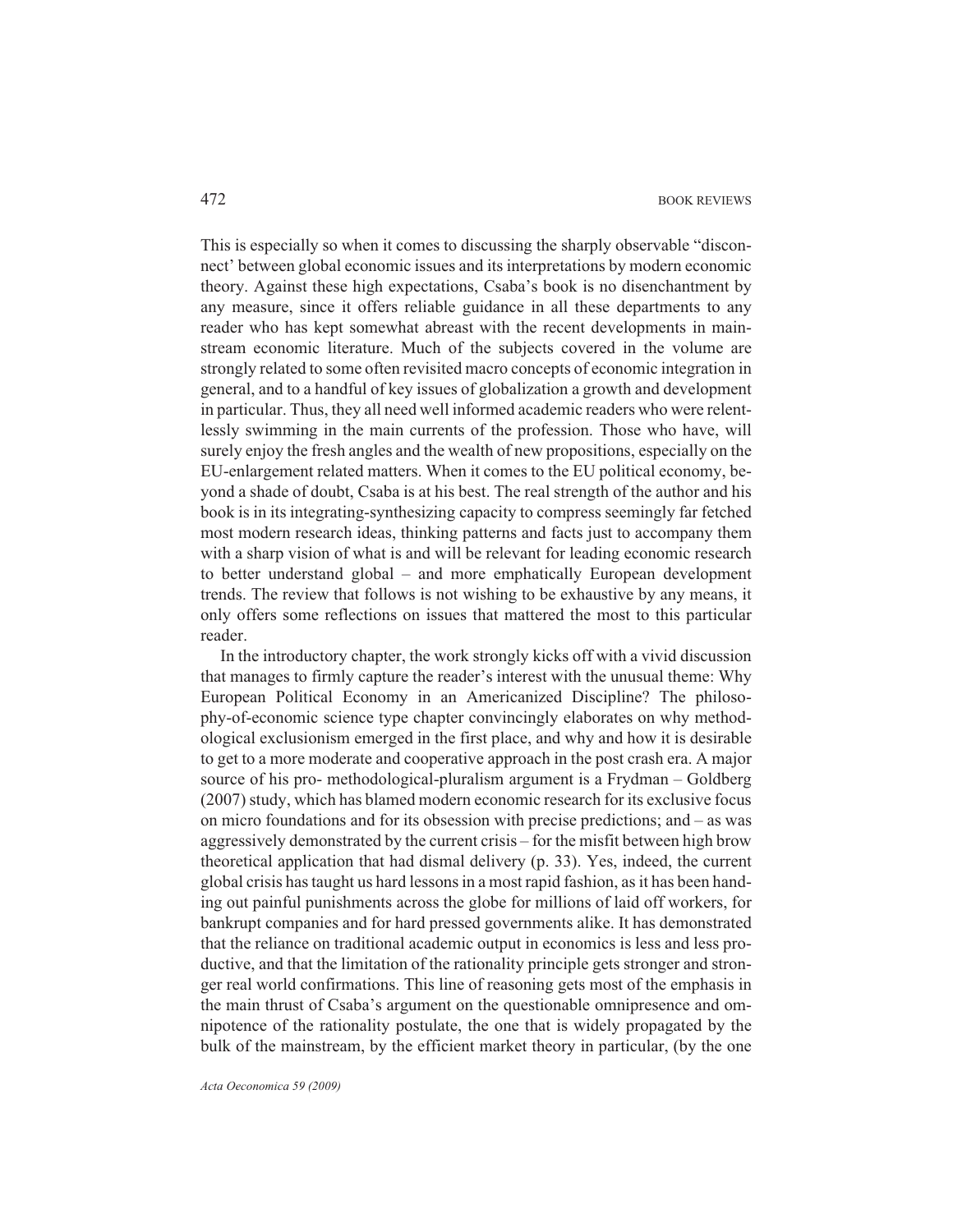This is especially so when it comes to discussing the sharply observable "disconnect' between global economic issues and its interpretations by modern economic theory. Against these high expectations, Csaba's book is no disenchantment by any measure, since it offers reliable guidance in all these departments to any reader who has kept somewhat abreast with the recent developments in mainstream economic literature. Much of the subjects covered in the volume are strongly related to some often revisited macro concepts of economic integration in general, and to a handful of key issues of globalization a growth and development in particular. Thus, they all need well informed academic readers who were relentlessly swimming in the main currents of the profession. Those who have, will surely enjoy the fresh angles and the wealth of new propositions, especially on the EU-enlargement related matters. When it comes to the EU political economy, beyond a shade of doubt, Csaba is at his best. The real strength of the author and his book is in its integrating-synthesizing capacity to compress seemingly far fetched most modern research ideas, thinking patterns and facts just to accompany them with a sharp vision of what is and will be relevant for leading economic research to better understand global – and more emphatically European development trends. The review that follows is not wishing to be exhaustive by any means, it only offers some reflections on issues that mattered the most to this particular reader.

In the introductory chapter, the work strongly kicks off with a vivid discussion that manages to firmly capture the reader's interest with the unusual theme: Why European Political Economy in an Americanized Discipline? The philosophy-of-economic science type chapter convincingly elaborates on why methodological exclusionism emerged in the first place, and why and how it is desirable to get to a more moderate and cooperative approach in the post crash era. A major source of his pro- methodological-pluralism argument is a Frydman – Goldberg (2007) study, which has blamed modern economic research for its exclusive focus on micro foundations and for its obsession with precise predictions; and – as was aggressively demonstrated by the current crisis – for the misfit between high brow theoretical application that had dismal delivery (p. 33). Yes, indeed, the current global crisis has taught us hard lessons in a most rapid fashion, as it has been handing out painful punishments across the globe for millions of laid off workers, for bankrupt companies and for hard pressed governments alike. It has demonstrated that the reliance on traditional academic output in economics is less and less productive, and that the limitation of the rationality principle gets stronger and stronger real world confirmations. This line of reasoning gets most of the emphasis in the main thrust of Csaba's argument on the questionable omnipresence and omnipotence of the rationality postulate, the one that is widely propagated by the bulk of the mainstream, by the efficient market theory in particular, (by the one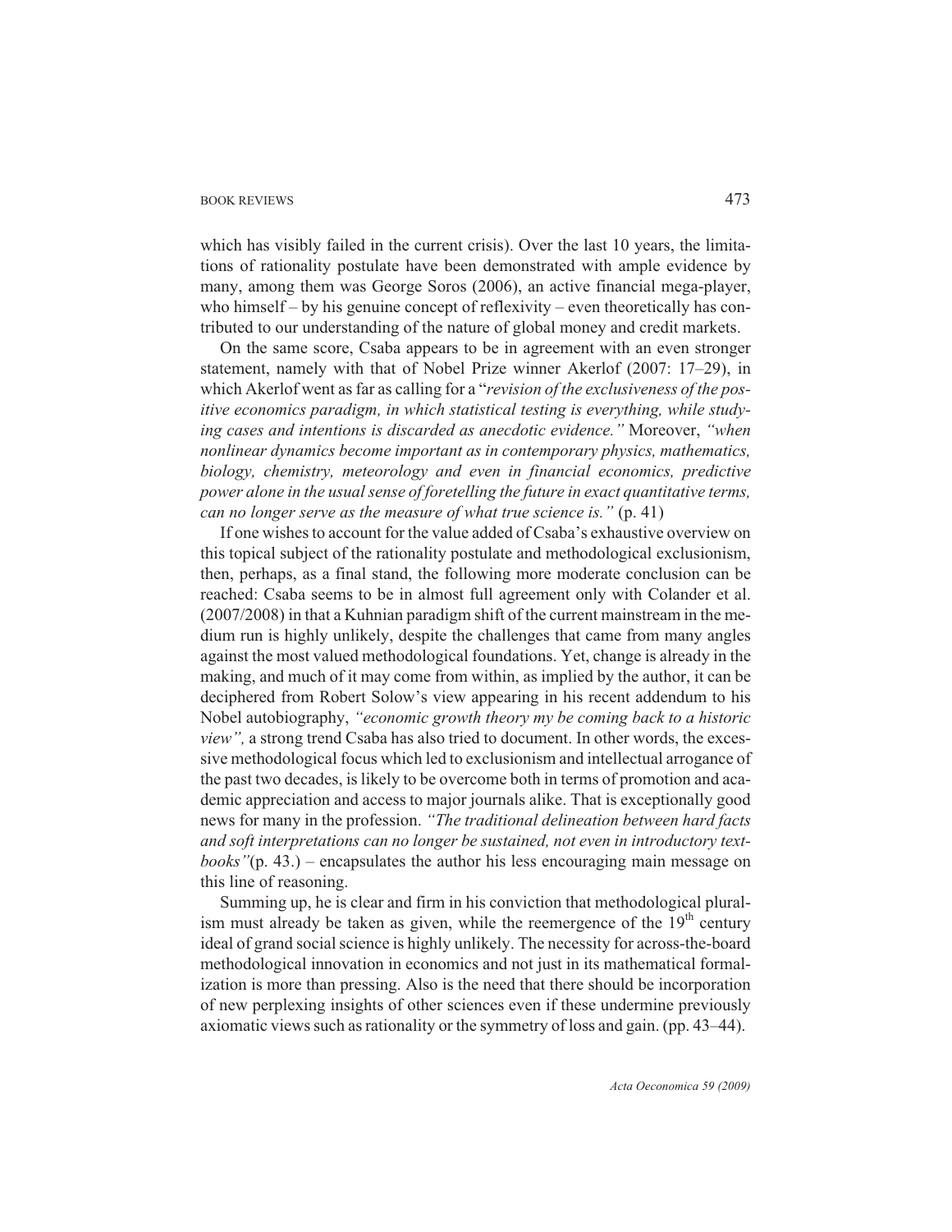which has visibly failed in the current crisis). Over the last 10 years, the limitations of rationality postulate have been demonstrated with ample evidence by many, among them was George Soros (2006), an active financial mega-player, who himself – by his genuine concept of reflexivity – even theoretically has contributed to our understanding of the nature of global money and credit markets.

On the same score, Csaba appears to be in agreement with an even stronger statement, namely with that of Nobel Prize winner Akerlof (2007: 17–29), in which Akerlof went as far as calling for a "*revision of the exclusiveness of the positive economics paradigm, in which statistical testing is everything, while studying cases and intentions is discarded as anecdotic evidence.*" Moreover, *"when nonlinear dynamics become important as in contemporary physics, mathematics, biology, chemistry, meteorology and even in financial economics, predictive power alone in the usual sense of foretelling the future in exact quantitative terms, can no longer serve as the measure of what true science is."* (p. 41)

If one wishes to account for the value added of Csaba's exhaustive overview on this topical subject of the rationality postulate and methodological exclusionism, then, perhaps, as a final stand, the following more moderate conclusion can be reached: Csaba seems to be in almost full agreement only with Colander et al. (2007/2008) in that a Kuhnian paradigm shift of the current mainstream in the medium run is highly unlikely, despite the challenges that came from many angles against the most valued methodological foundations. Yet, change is already in the making, and much of it may come from within, as implied by the author, it can be deciphered from Robert Solow's view appearing in his recent addendum to his Nobel autobiography, *"economic growth theory my be coming back to a historic view",* a strong trend Csaba has also tried to document. In other words, the excessive methodological focus which led to exclusionism and intellectual arrogance of the past two decades, is likely to be overcome both in terms of promotion and academic appreciation and access to major journals alike. That is exceptionally good news for many in the profession. *"The traditional delineation between hard facts and soft interpretations can no longer be sustained, not even in introductory textbooks"*(p. 43.) – encapsulates the author his less encouraging main message on this line of reasoning.

Summing up, he is clear and firm in his conviction that methodological pluralism must already be taken as given, while the reemergence of the 19th century ideal of grand social science is highly unlikely. The necessity for across-the-board methodological innovation in economics and not just in its mathematical formalization is more than pressing. Also is the need that there should be incorporation of new perplexing insights of other sciences even if these undermine previously axiomatic views such as rationality or the symmetry of loss and gain. (pp. 43–44).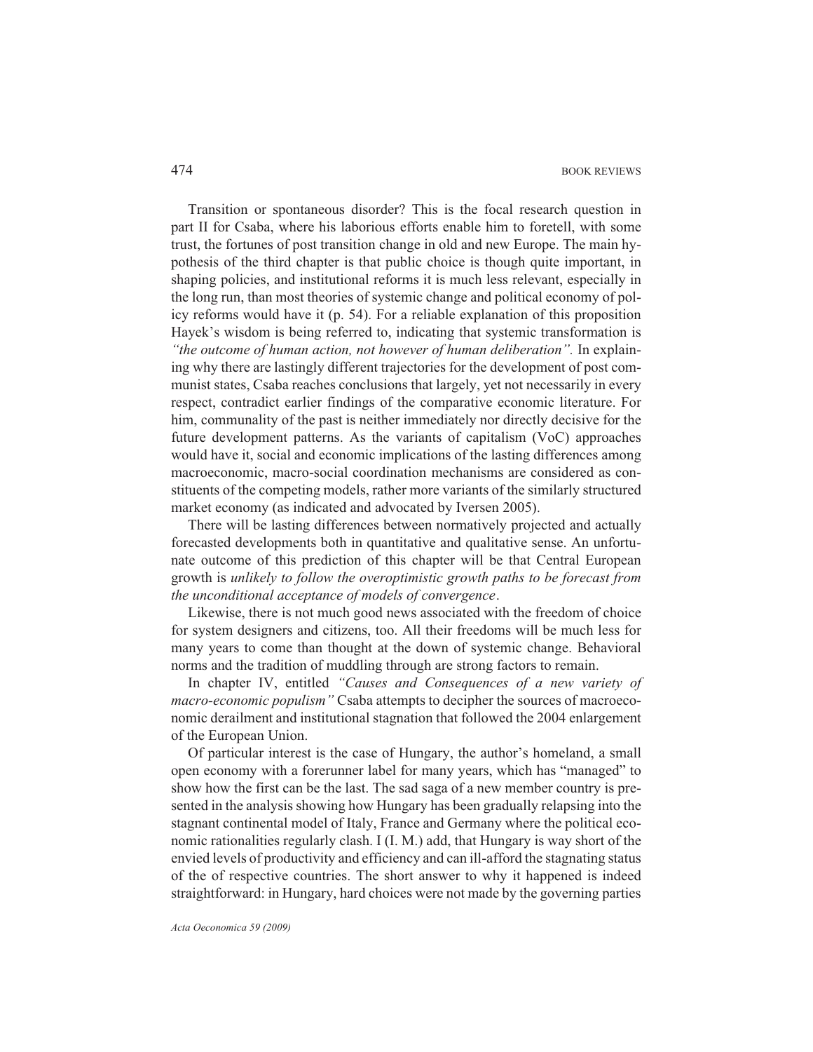Transition or spontaneous disorder? This is the focal research question in part II for Csaba, where his laborious efforts enable him to foretell, with some trust, the fortunes of post transition change in old and new Europe. The main hypothesis of the third chapter is that public choice is though quite important, in shaping policies, and institutional reforms it is much less relevant, especially in the long run, than most theories of systemic change and political economy of policy reforms would have it (p. 54). For a reliable explanation of this proposition Hayek's wisdom is being referred to, indicating that systemic transformation is *"the outcome of human action, not however of human deliberation".* In explaining why there are lastingly different trajectories for the development of post communist states, Csaba reaches conclusions that largely, yet not necessarily in every respect, contradict earlier findings of the comparative economic literature. For him, communality of the past is neither immediately nor directly decisive for the future development patterns. As the variants of capitalism (VoC) approaches would have it, social and economic implications of the lasting differences among macroeconomic, macro-social coordination mechanisms are considered as constituents of the competing models, rather more variants of the similarly structured market economy (as indicated and advocated by Iversen 2005).

There will be lasting differences between normatively projected and actually forecasted developments both in quantitative and qualitative sense. An unfortunate outcome of this prediction of this chapter will be that Central European growth is *unlikely to follow the overoptimistic growth paths to be forecast from the unconditional acceptance of models of convergence*.

Likewise, there is not much good news associated with the freedom of choice for system designers and citizens, too. All their freedoms will be much less for many years to come than thought at the down of systemic change. Behavioral norms and the tradition of muddling through are strong factors to remain.

In chapter IV, entitled *"Causes and Consequences of a new variety of macro-economic populism"* Csaba attempts to decipher the sources of macroeconomic derailment and institutional stagnation that followed the 2004 enlargement of the European Union.

Of particular interest is the case of Hungary, the author's homeland, a small open economy with a forerunner label for many years, which has "managed" to show how the first can be the last. The sad saga of a new member country is presented in the analysis showing how Hungary has been gradually relapsing into the stagnant continental model of Italy, France and Germany where the political economic rationalities regularly clash. I (I. M.) add, that Hungary is way short of the envied levels of productivity and efficiency and can ill-afford the stagnating status of the of respective countries. The short answer to why it happened is indeed straightforward: in Hungary, hard choices were not made by the governing parties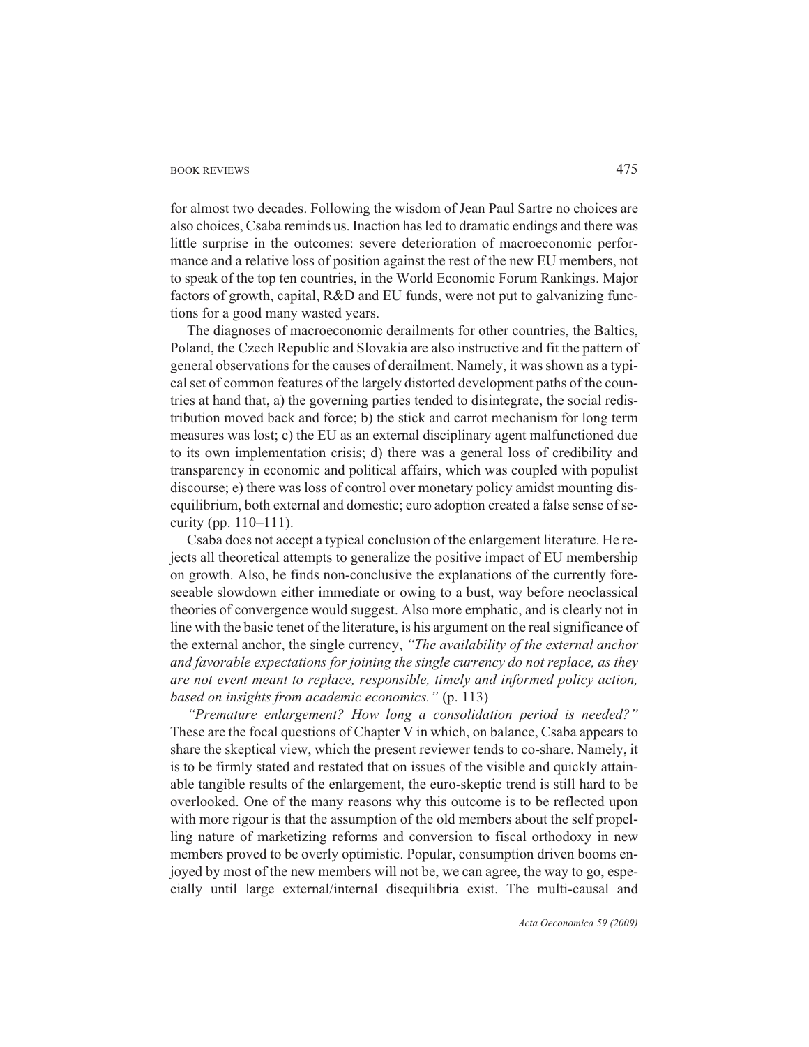for almost two decades. Following the wisdom of Jean Paul Sartre no choices are also choices, Csaba reminds us. Inaction has led to dramatic endings and there was little surprise in the outcomes: severe deterioration of macroeconomic performance and a relative loss of position against the rest of the new EU members, not to speak of the top ten countries, in the World Economic Forum Rankings. Major factors of growth, capital, R&D and EU funds, were not put to galvanizing functions for a good many wasted years.

The diagnoses of macroeconomic derailments for other countries, the Baltics, Poland, the Czech Republic and Slovakia are also instructive and fit the pattern of general observations for the causes of derailment. Namely, it was shown as a typical set of common features of the largely distorted development paths of the countries at hand that, a) the governing parties tended to disintegrate, the social redistribution moved back and force; b) the stick and carrot mechanism for long term measures was lost; c) the EU as an external disciplinary agent malfunctioned due to its own implementation crisis; d) there was a general loss of credibility and transparency in economic and political affairs, which was coupled with populist discourse; e) there was loss of control over monetary policy amidst mounting disequilibrium, both external and domestic; euro adoption created a false sense of security (pp. 110–111).

Csaba does not accept a typical conclusion of the enlargement literature. He rejects all theoretical attempts to generalize the positive impact of EU membership on growth. Also, he finds non-conclusive the explanations of the currently foreseeable slowdown either immediate or owing to a bust, way before neoclassical theories of convergence would suggest. Also more emphatic, and is clearly not in line with the basic tenet of the literature, is his argument on the real significance of the external anchor, the single currency, *"The availability of the external anchor and favorable expectations for joining the single currency do not replace, as they are not event meant to replace, responsible, timely and informed policy action, based on insights from academic economics."* (p. 113)

*"Premature enlargement? How long a consolidation period is needed?"* These are the focal questions of Chapter V in which, on balance, Csaba appears to share the skeptical view, which the present reviewer tends to co-share. Namely, it is to be firmly stated and restated that on issues of the visible and quickly attainable tangible results of the enlargement, the euro-skeptic trend is still hard to be overlooked. One of the many reasons why this outcome is to be reflected upon with more rigour is that the assumption of the old members about the self propelling nature of marketizing reforms and conversion to fiscal orthodoxy in new members proved to be overly optimistic. Popular, consumption driven booms enjoyed by most of the new members will not be, we can agree, the way to go, especially until large external/internal disequilibria exist. The multi-causal and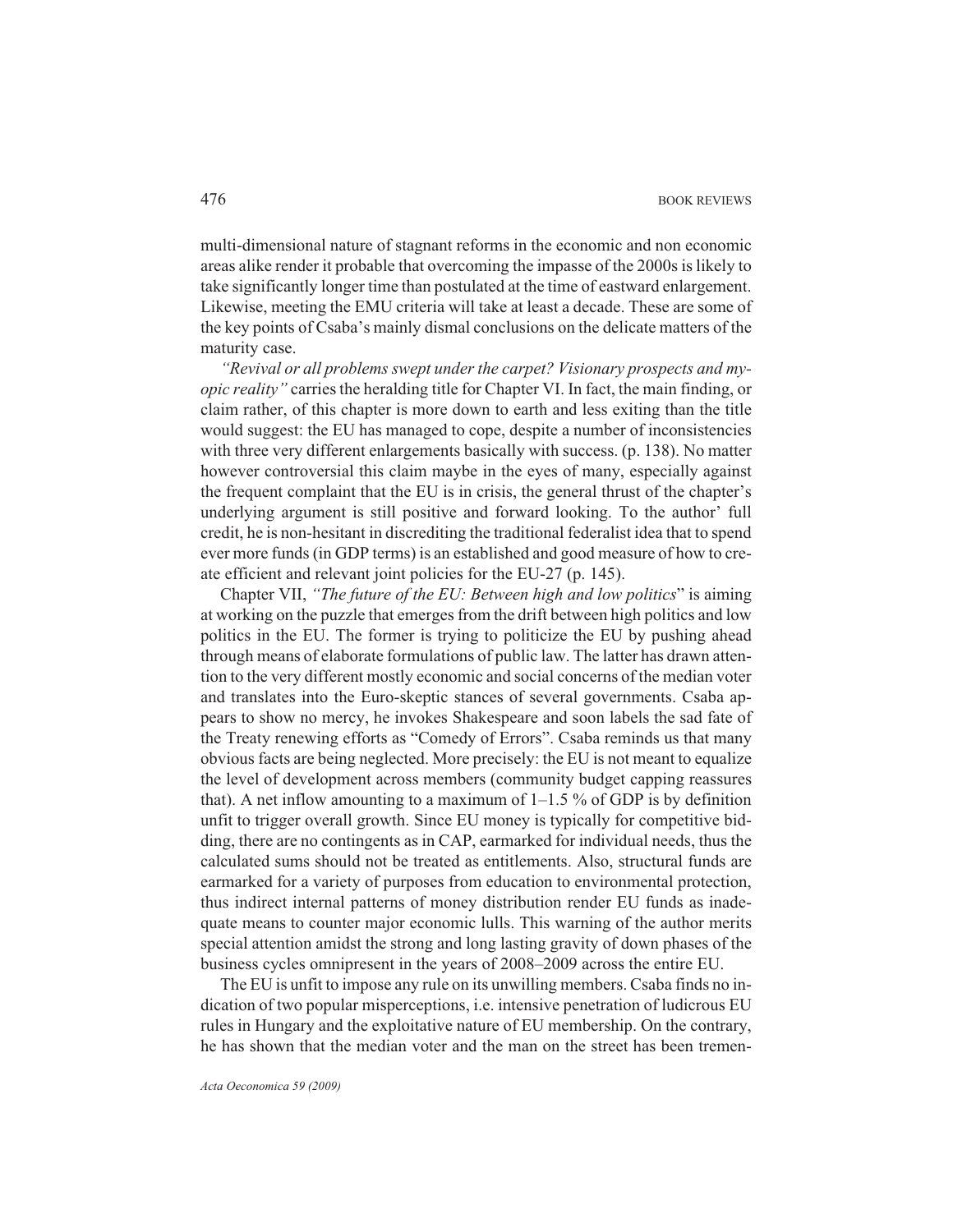multi-dimensional nature of stagnant reforms in the economic and non economic areas alike render it probable that overcoming the impasse of the 2000s is likely to take significantly longer time than postulated at the time of eastward enlargement. Likewise, meeting the EMU criteria will take at least a decade. These are some of the key points of Csaba's mainly dismal conclusions on the delicate matters of the maturity case.

*"Revival or all problems swept under the carpet? Visionary prospects and myopic reality"* carries the heralding title for Chapter VI. In fact, the main finding, or claim rather, of this chapter is more down to earth and less exiting than the title would suggest: the EU has managed to cope, despite a number of inconsistencies with three very different enlargements basically with success. (p. 138). No matter however controversial this claim maybe in the eyes of many, especially against the frequent complaint that the EU is in crisis, the general thrust of the chapter's underlying argument is still positive and forward looking. To the author' full credit, he is non-hesitant in discrediting the traditional federalist idea that to spend ever more funds (in GDP terms) is an established and good measure of how to create efficient and relevant joint policies for the EU-27 (p. 145).

Chapter VII, *"The future of the EU: Between high and low politics*" is aiming at working on the puzzle that emerges from the drift between high politics and low politics in the EU. The former is trying to politicize the EU by pushing ahead through means of elaborate formulations of public law. The latter has drawn attention to the very different mostly economic and social concerns of the median voter and translates into the Euro-skeptic stances of several governments. Csaba appears to show no mercy, he invokes Shakespeare and soon labels the sad fate of the Treaty renewing efforts as "Comedy of Errors". Csaba reminds us that many obvious facts are being neglected. More precisely: the EU is not meant to equalize the level of development across members (community budget capping reassures that). A net inflow amounting to a maximum of 1–1.5 % of GDP is by definition unfit to trigger overall growth. Since EU money is typically for competitive bidding, there are no contingents as in CAP, earmarked for individual needs, thus the calculated sums should not be treated as entitlements. Also, structural funds are earmarked for a variety of purposes from education to environmental protection, thus indirect internal patterns of money distribution render EU funds as inadequate means to counter major economic lulls. This warning of the author merits special attention amidst the strong and long lasting gravity of down phases of the business cycles omnipresent in the years of 2008–2009 across the entire EU.

The EU is unfit to impose any rule on its unwilling members. Csaba finds no indication of two popular misperceptions, i.e. intensive penetration of ludicrous EU rules in Hungary and the exploitative nature of EU membership. On the contrary, he has shown that the median voter and the man on the street has been tremen-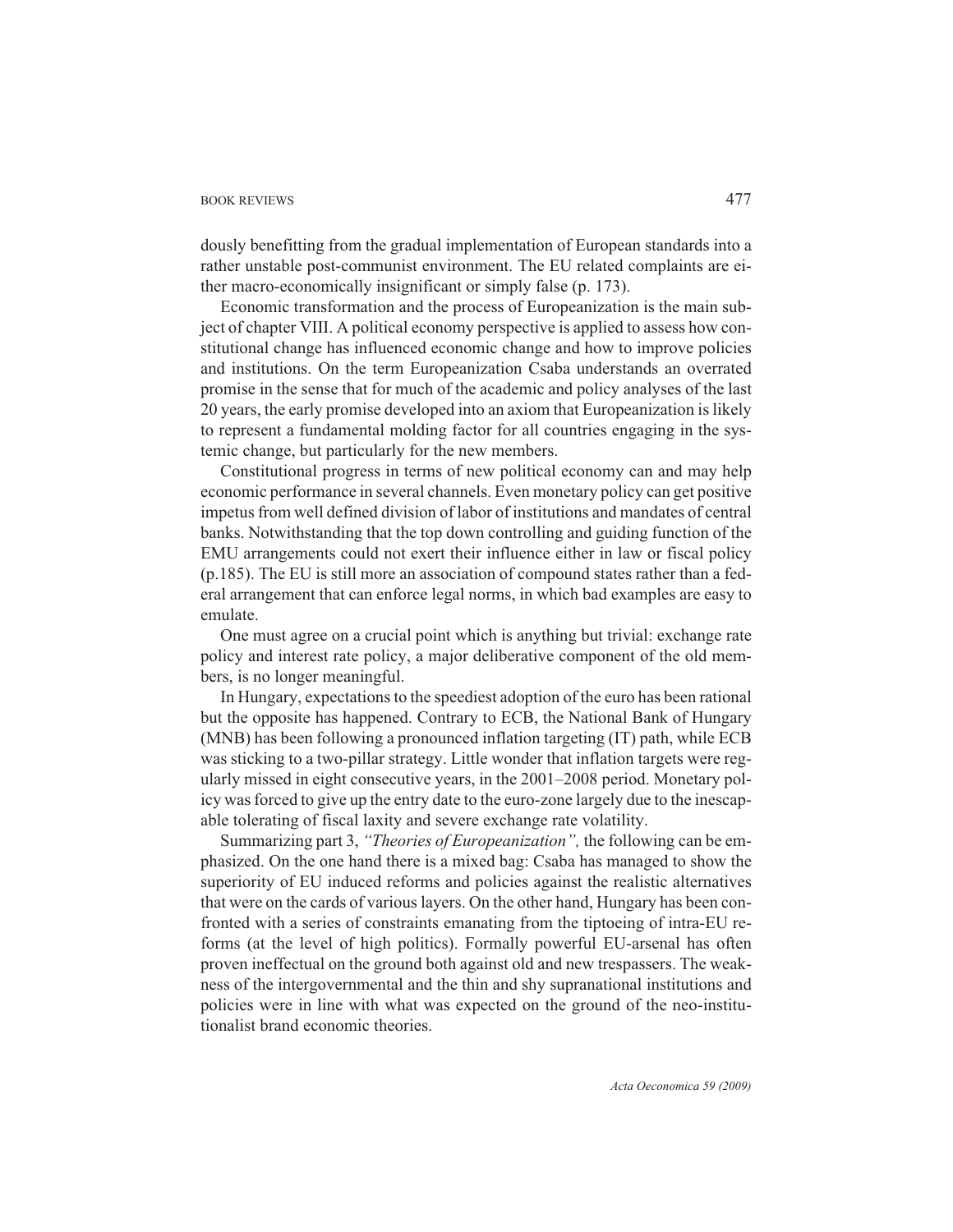dously benefitting from the gradual implementation of European standards into a rather unstable post-communist environment. The EU related complaints are either macro-economically insignificant or simply false (p. 173).

Economic transformation and the process of Europeanization is the main subject of chapter VIII. A political economy perspective is applied to assess how constitutional change has influenced economic change and how to improve policies and institutions. On the term Europeanization Csaba understands an overrated promise in the sense that for much of the academic and policy analyses of the last 20 years, the early promise developed into an axiom that Europeanization is likely to represent a fundamental molding factor for all countries engaging in the systemic change, but particularly for the new members.

Constitutional progress in terms of new political economy can and may help economic performance in several channels. Even monetary policy can get positive impetus from well defined division of labor of institutions and mandates of central banks. Notwithstanding that the top down controlling and guiding function of the EMU arrangements could not exert their influence either in law or fiscal policy (p.185). The EU is still more an association of compound states rather than a federal arrangement that can enforce legal norms, in which bad examples are easy to emulate.

One must agree on a crucial point which is anything but trivial: exchange rate policy and interest rate policy, a major deliberative component of the old members, is no longer meaningful.

In Hungary, expectations to the speediest adoption of the euro has been rational but the opposite has happened. Contrary to ECB, the National Bank of Hungary (MNB) has been following a pronounced inflation targeting (IT) path, while ECB was sticking to a two-pillar strategy. Little wonder that inflation targets were regularly missed in eight consecutive years, in the 2001–2008 period. Monetary policy was forced to give up the entry date to the euro-zone largely due to the inescapable tolerating of fiscal laxity and severe exchange rate volatility.

Summarizing part 3, *"Theories of Europeanization",* the following can be emphasized. On the one hand there is a mixed bag: Csaba has managed to show the superiority of EU induced reforms and policies against the realistic alternatives that were on the cards of various layers. On the other hand, Hungary has been confronted with a series of constraints emanating from the tiptoeing of intra-EU reforms (at the level of high politics). Formally powerful EU-arsenal has often proven ineffectual on the ground both against old and new trespassers. The weakness of the intergovernmental and the thin and shy supranational institutions and policies were in line with what was expected on the ground of the neo-institutionalist brand economic theories.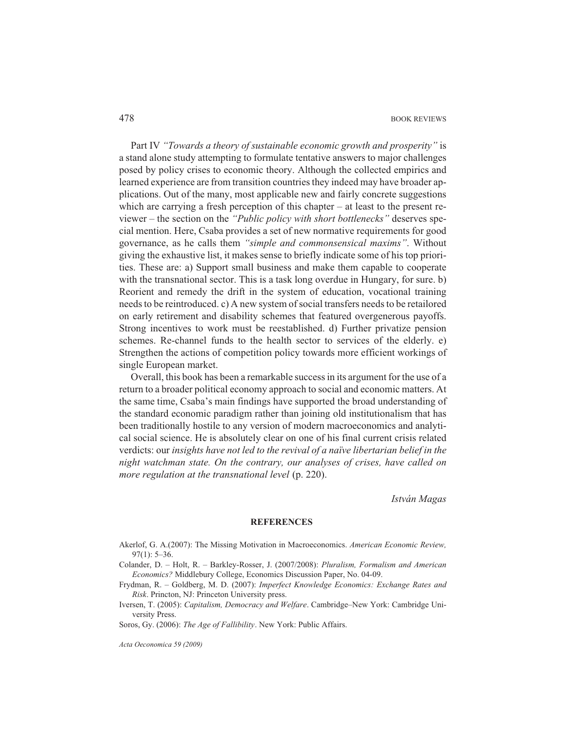Part IV *"Towards a theory of sustainable economic growth and prosperity"* is a stand alone study attempting to formulate tentative answers to major challenges posed by policy crises to economic theory. Although the collected empirics and learned experience are from transition countries they indeed may have broader applications. Out of the many, most applicable new and fairly concrete suggestions which are carrying a fresh perception of this chapter – at least to the present reviewer – the section on the *"Public policy with short bottlenecks"* deserves special mention. Here, Csaba provides a set of new normative requirements for good governance, as he calls them *"simple and commonsensical maxims"*. Without giving the exhaustive list, it makes sense to briefly indicate some of his top priorities. These are: a) Support small business and make them capable to cooperate with the transnational sector. This is a task long overdue in Hungary, for sure. b) Reorient and remedy the drift in the system of education, vocational training needs to be reintroduced. c) A new system of social transfers needs to be retailored on early retirement and disability schemes that featured overgenerous payoffs. Strong incentives to work must be reestablished. d) Further privatize pension schemes. Re-channel funds to the health sector to services of the elderly. e) Strengthen the actions of competition policy towards more efficient workings of single European market.

Overall, this book has been a remarkable success in its argument for the use of a return to a broader political economy approach to social and economic matters. At the same time, Csaba's main findings have supported the broad understanding of the standard economic paradigm rather than joining old institutionalism that has been traditionally hostile to any version of modern macroeconomics and analytical social science. He is absolutely clear on one of his final current crisis related verdicts: our *insights have not led to the revival of a naïve libertarian belief in the night watchman state. On the contrary, our analyses of crises, have called on more regulation at the transnational level* (p. 220).

*István Magas*

## REFERENCES

Akerlof, G. A.(2007): The Missing Motivation in Macroeconomics. *American Economic Review,* 97(1): 5–36.

Colander, D. – Holt, R. – Barkley-Rosser, J. (2007/2008): *Pluralism, Formalism and American Economics?* Middlebury College, Economics Discussion Paper, No. 04-09.

Frydman, R. – Goldberg, M. D. (2007): *Imperfect Knowledge Economics: Exchange Rates and Risk*. Princton, NJ: Princeton University press.

Iversen, T. (2005): *Capitalism, Democracy and Welfare*. Cambridge–New York: Cambridge University Press.

Soros, Gy. (2006): *The Age of Fallibility*. New York: Public Affairs.